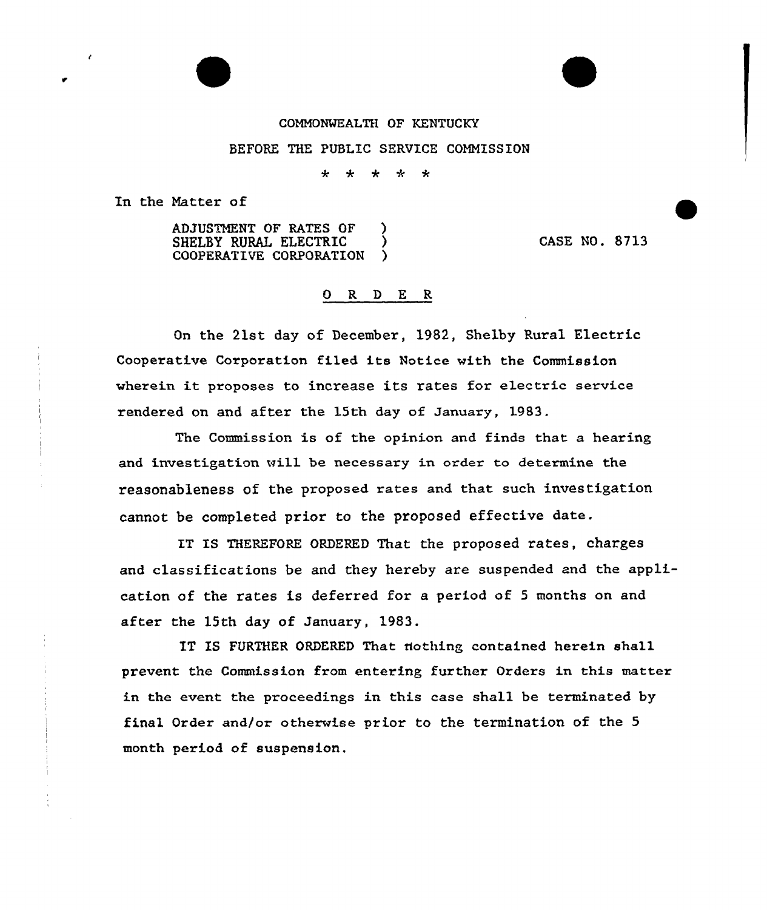COMMONWEALTH OF KENTUCKY

BEFORE THE PUBLIC SERVICE COMMISSION

\* \* \* \* \*

In the Matter of

ADJUSTMENT OF RATES OF )
SHELBY RURAL ELECTRIC ) CASE NO. 8713
COOPERATIVE CORPORATION )

## O R D E R

On the 21st day of December, 1982, Shelby Rural Electric Cooperative Corporation filed its Notice with the Commission wherein it proposes to increase its rates for electric service rendered on and after the 15th day of January, 1983.

The Commission is of the opinion and finds that a hearing and investigation will be necessary in order to determine the reasonableness of the proposed rates and that such investigation cannot be completed prior to the proposed effective date.

IT IS THEREFORE ORDERED That the proposed rates, charges and classifications be and they hereby are suspended and the application of the rates is deferred for a period of 5 months on and after the 15th day of January, 1983.

IT IS FURTHER ORDERED That nothing contained herein shall prevent the Commission from entering further Orders in this matter in the event the proceedings in this case shall be terminated by final Order and/or otherwise prior to the termination of the 5 month period of suspension.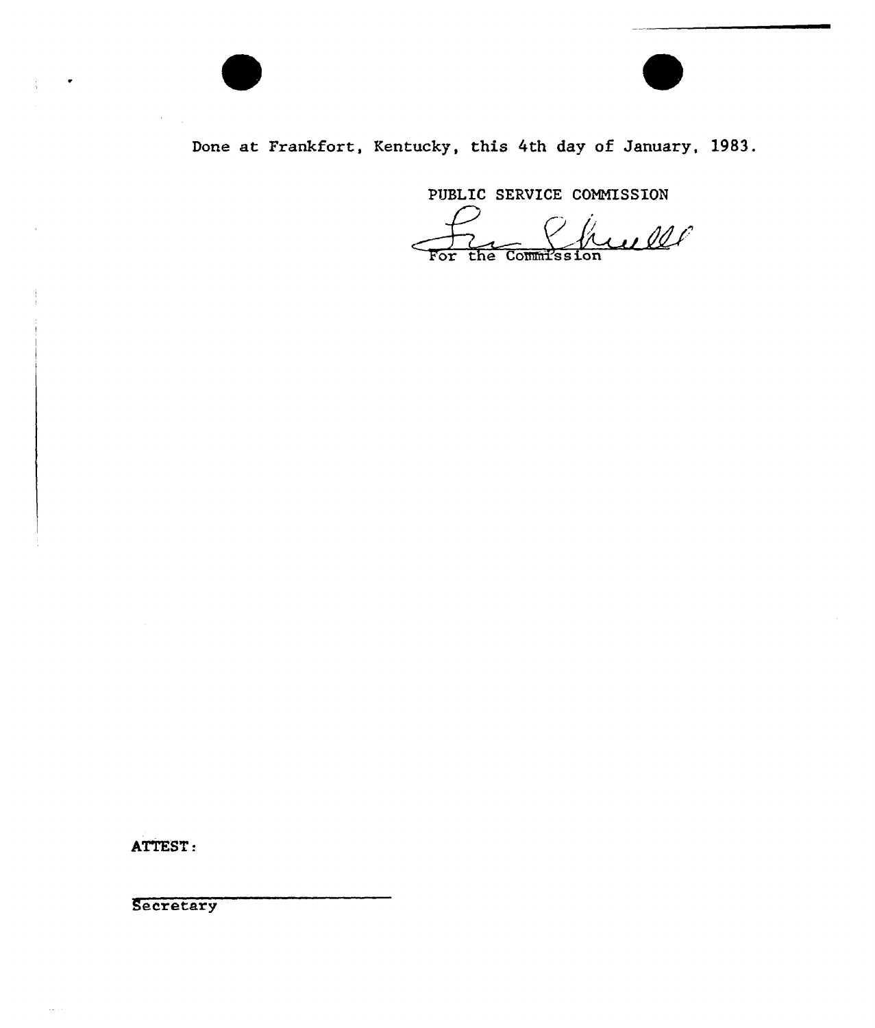Done at Frankfort, Kentucky, this 4th day of January, 1983.

PUBLIC SERVICE COMMISSION

For the Commission

ATTEST:

Secretary